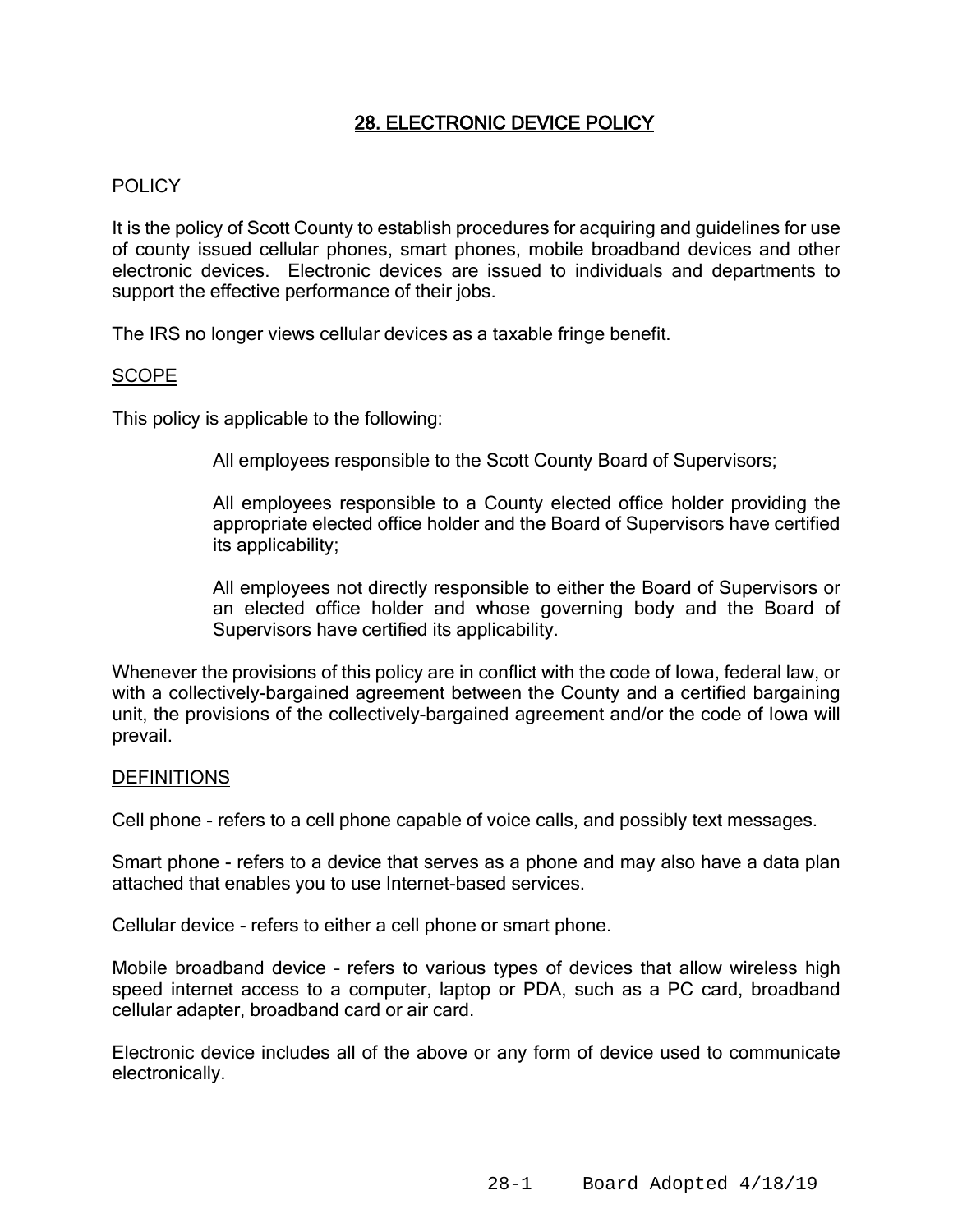# 28. ELECTRONIC DEVICE POLICY

## POLICY

It is the policy of Scott County to establish procedures for acquiring and guidelines for use of county issued cellular phones, smart phones, mobile broadband devices and other electronic devices. Electronic devices are issued to individuals and departments to support the effective performance of their jobs.

The IRS no longer views cellular devices as a taxable fringe benefit.

## SCOPE

This policy is applicable to the following:

> All employees responsible to the Scott County Board of Supervisors;
>
> All employees responsible to a County elected office holder providing the appropriate elected office holder and the Board of Supervisors have certified its applicability;
>
> All employees not directly responsible to either the Board of Supervisors or an elected office holder and whose governing body and the Board of Supervisors have certified its applicability.

Whenever the provisions of this policy are in conflict with the code of Iowa, federal law, or with a collectively-bargained agreement between the County and a certified bargaining unit, the provisions of the collectively-bargained agreement and/or the code of Iowa will prevail.

## DEFINITIONS

Cell phone - refers to a cell phone capable of voice calls, and possibly text messages.

Smart phone - refers to a device that serves as a phone and may also have a data plan attached that enables you to use Internet-based services.

Cellular device - refers to either a cell phone or smart phone.

Mobile broadband device – refers to various types of devices that allow wireless high speed internet access to a computer, laptop or PDA, such as a PC card, broadband cellular adapter, broadband card or air card.

Electronic device includes all of the above or any form of device used to communicate electronically.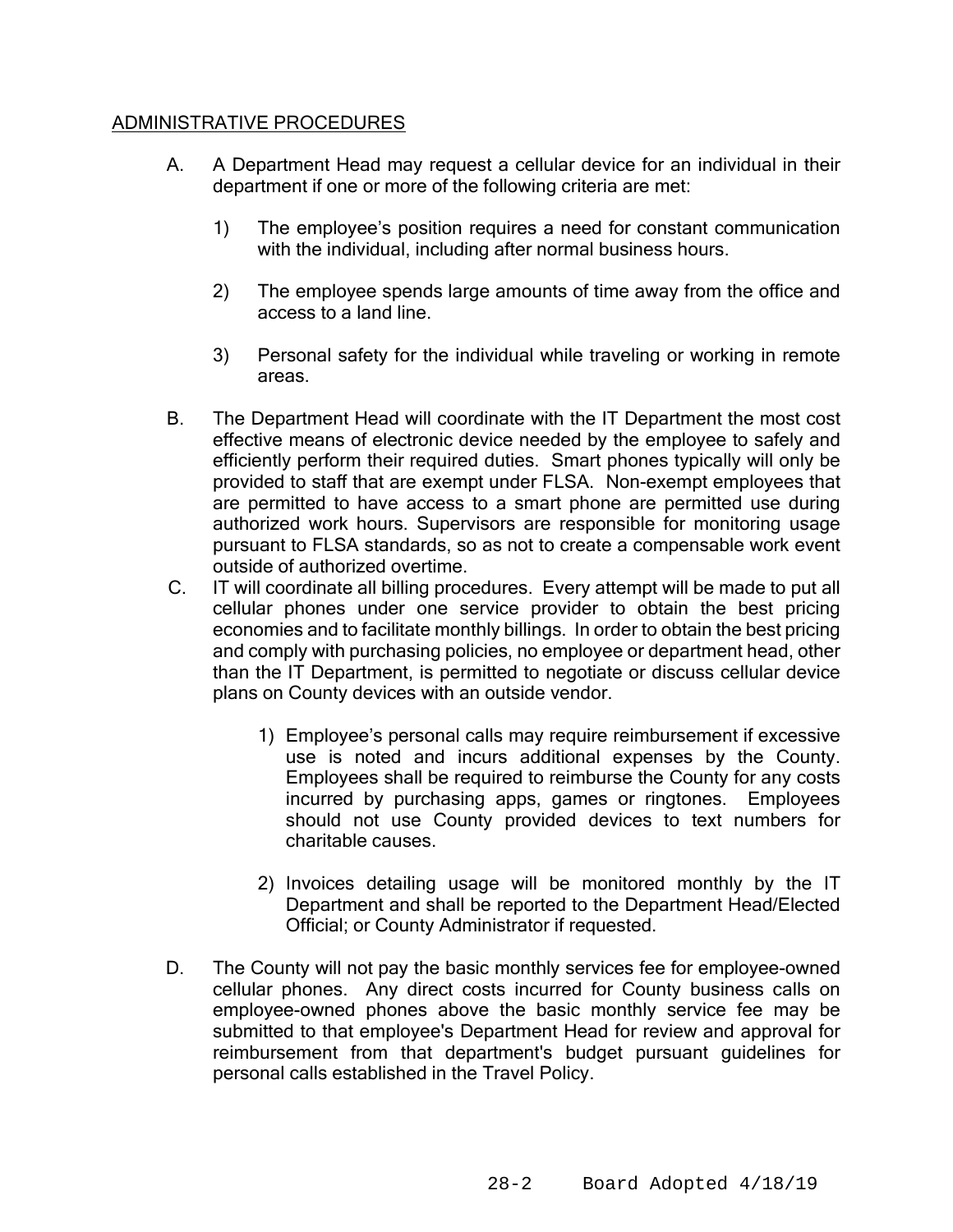## ADMINISTRATIVE PROCEDURES

A. A Department Head may request a cellular device for an individual in their department if one or more of the following criteria are met:

   1) The employee's position requires a need for constant communication with the individual, including after normal business hours.

   2) The employee spends large amounts of time away from the office and access to a land line.

   3) Personal safety for the individual while traveling or working in remote areas.

B. The Department Head will coordinate with the IT Department the most cost effective means of electronic device needed by the employee to safely and efficiently perform their required duties. Smart phones typically will only be provided to staff that are exempt under FLSA. Non-exempt employees that are permitted to have access to a smart phone are permitted use during authorized work hours. Supervisors are responsible for monitoring usage pursuant to FLSA standards, so as not to create a compensable work event outside of authorized overtime.

C. IT will coordinate all billing procedures. Every attempt will be made to put all cellular phones under one service provider to obtain the best pricing economies and to facilitate monthly billings. In order to obtain the best pricing and comply with purchasing policies, no employee or department head, other than the IT Department, is permitted to negotiate or discuss cellular device plans on County devices with an outside vendor.

   1) Employee's personal calls may require reimbursement if excessive use is noted and incurs additional expenses by the County. Employees shall be required to reimburse the County for any costs incurred by purchasing apps, games or ringtones. Employees should not use County provided devices to text numbers for charitable causes.

   2) Invoices detailing usage will be monitored monthly by the IT Department and shall be reported to the Department Head/Elected Official; or County Administrator if requested.

D. The County will not pay the basic monthly services fee for employee-owned cellular phones. Any direct costs incurred for County business calls on employee-owned phones above the basic monthly service fee may be submitted to that employee's Department Head for review and approval for reimbursement from that department's budget pursuant guidelines for personal calls established in the Travel Policy.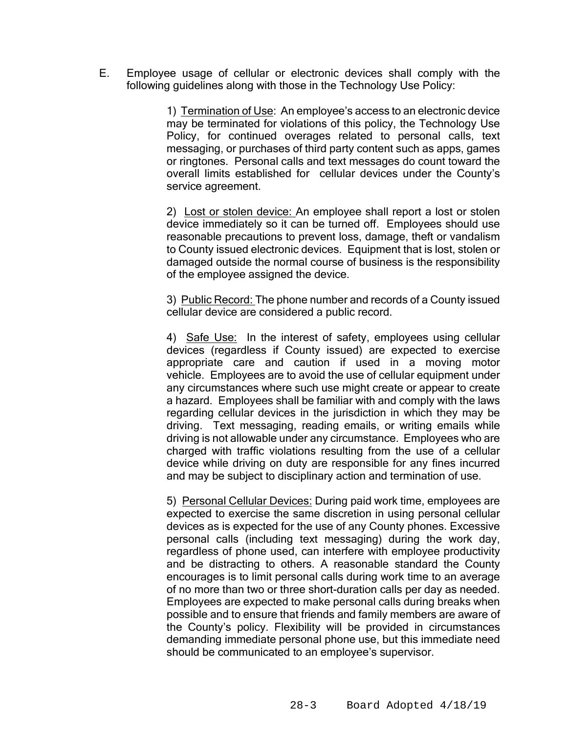E. Employee usage of cellular or electronic devices shall comply with the following guidelines along with those in the Technology Use Policy:

1) Termination of Use: An employee's access to an electronic device may be terminated for violations of this policy, the Technology Use Policy, for continued overages related to personal calls, text messaging, or purchases of third party content such as apps, games or ringtones. Personal calls and text messages do count toward the overall limits established for cellular devices under the County's service agreement.

2) Lost or stolen device: An employee shall report a lost or stolen device immediately so it can be turned off. Employees should use reasonable precautions to prevent loss, damage, theft or vandalism to County issued electronic devices. Equipment that is lost, stolen or damaged outside the normal course of business is the responsibility of the employee assigned the device.

3) Public Record: The phone number and records of a County issued cellular device are considered a public record.

4) Safe Use: In the interest of safety, employees using cellular devices (regardless if County issued) are expected to exercise appropriate care and caution if used in a moving motor vehicle. Employees are to avoid the use of cellular equipment under any circumstances where such use might create or appear to create a hazard. Employees shall be familiar with and comply with the laws regarding cellular devices in the jurisdiction in which they may be driving. Text messaging, reading emails, or writing emails while driving is not allowable under any circumstance. Employees who are charged with traffic violations resulting from the use of a cellular device while driving on duty are responsible for any fines incurred and may be subject to disciplinary action and termination of use.

5) Personal Cellular Devices: During paid work time, employees are expected to exercise the same discretion in using personal cellular devices as is expected for the use of any County phones. Excessive personal calls (including text messaging) during the work day, regardless of phone used, can interfere with employee productivity and be distracting to others. A reasonable standard the County encourages is to limit personal calls during work time to an average of no more than two or three short-duration calls per day as needed. Employees are expected to make personal calls during breaks when possible and to ensure that friends and family members are aware of the County's policy. Flexibility will be provided in circumstances demanding immediate personal phone use, but this immediate need should be communicated to an employee's supervisor.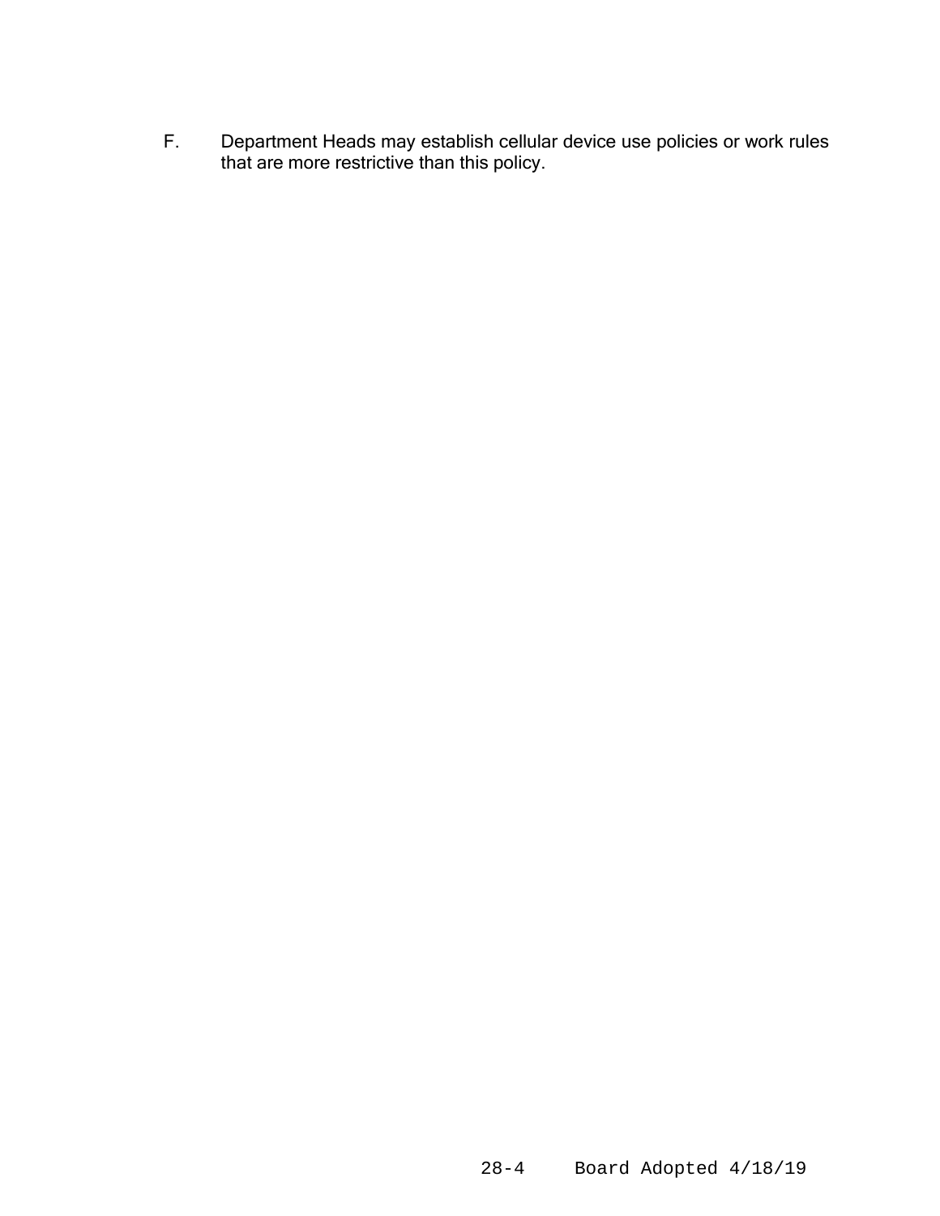F. Department Heads may establish cellular device use policies or work rules that are more restrictive than this policy.